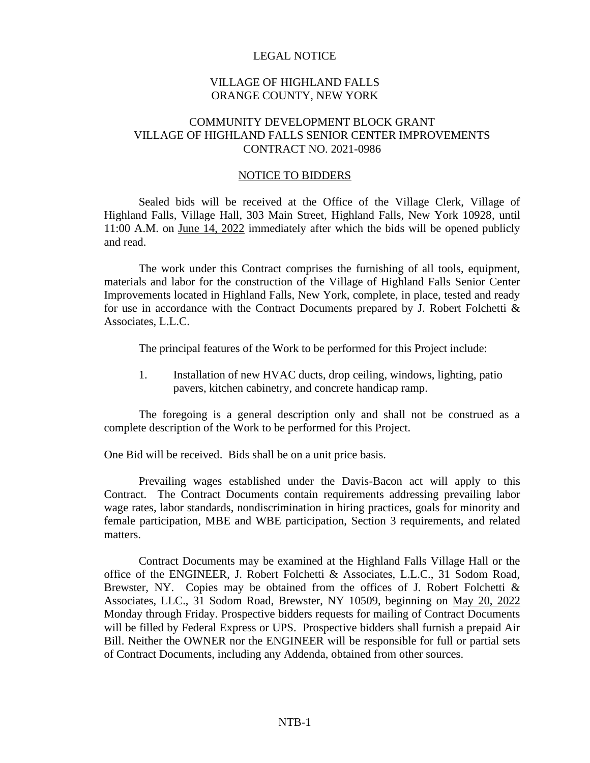# LEGAL NOTICE

## VILLAGE OF HIGHLAND FALLS
## ORANGE COUNTY, NEW YORK

## COMMUNITY DEVELOPMENT BLOCK GRANT
## VILLAGE OF HIGHLAND FALLS SENIOR CENTER IMPROVEMENTS
## CONTRACT NO. 2021-0986

## NOTICE TO BIDDERS

Sealed bids will be received at the Office of the Village Clerk, Village of Highland Falls, Village Hall, 303 Main Street, Highland Falls, New York 10928, until 11:00 A.M. on June 14, 2022 immediately after which the bids will be opened publicly and read.

The work under this Contract comprises the furnishing of all tools, equipment, materials and labor for the construction of the Village of Highland Falls Senior Center Improvements located in Highland Falls, New York, complete, in place, tested and ready for use in accordance with the Contract Documents prepared by J. Robert Folchetti & Associates, L.L.C.

The principal features of the Work to be performed for this Project include:

1. Installation of new HVAC ducts, drop ceiling, windows, lighting, patio pavers, kitchen cabinetry, and concrete handicap ramp.

The foregoing is a general description only and shall not be construed as a complete description of the Work to be performed for this Project.

One Bid will be received. Bids shall be on a unit price basis.

Prevailing wages established under the Davis-Bacon act will apply to this Contract. The Contract Documents contain requirements addressing prevailing labor wage rates, labor standards, nondiscrimination in hiring practices, goals for minority and female participation, MBE and WBE participation, Section 3 requirements, and related matters.

Contract Documents may be examined at the Highland Falls Village Hall or the office of the ENGINEER, J. Robert Folchetti & Associates, L.L.C., 31 Sodom Road, Brewster, NY. Copies may be obtained from the offices of J. Robert Folchetti & Associates, LLC., 31 Sodom Road, Brewster, NY 10509, beginning on May 20, 2022 Monday through Friday. Prospective bidders requests for mailing of Contract Documents will be filled by Federal Express or UPS. Prospective bidders shall furnish a prepaid Air Bill. Neither the OWNER nor the ENGINEER will be responsible for full or partial sets of Contract Documents, including any Addenda, obtained from other sources.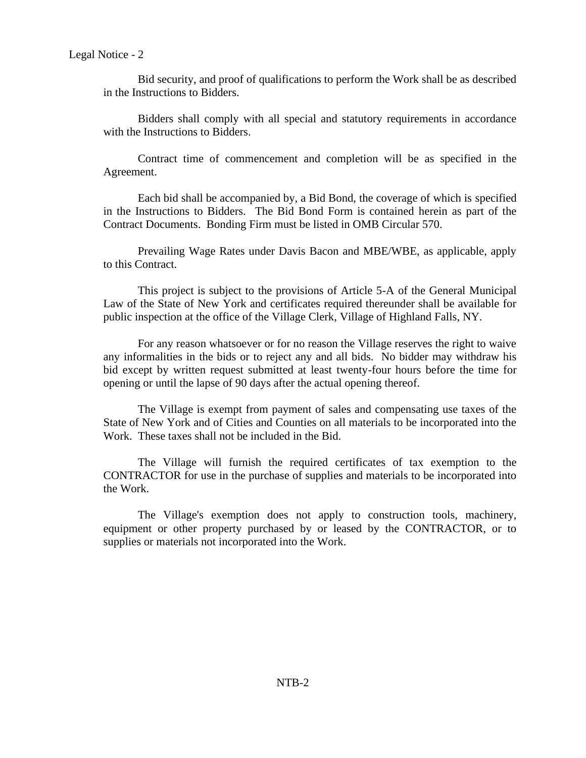Bid security, and proof of qualifications to perform the Work shall be as described in the Instructions to Bidders.

Bidders shall comply with all special and statutory requirements in accordance with the Instructions to Bidders.

Contract time of commencement and completion will be as specified in the Agreement.

Each bid shall be accompanied by, a Bid Bond, the coverage of which is specified in the Instructions to Bidders. The Bid Bond Form is contained herein as part of the Contract Documents. Bonding Firm must be listed in OMB Circular 570.

Prevailing Wage Rates under Davis Bacon and MBE/WBE, as applicable, apply to this Contract.

This project is subject to the provisions of Article 5-A of the General Municipal Law of the State of New York and certificates required thereunder shall be available for public inspection at the office of the Village Clerk, Village of Highland Falls, NY.

For any reason whatsoever or for no reason the Village reserves the right to waive any informalities in the bids or to reject any and all bids. No bidder may withdraw his bid except by written request submitted at least twenty-four hours before the time for opening or until the lapse of 90 days after the actual opening thereof.

The Village is exempt from payment of sales and compensating use taxes of the State of New York and of Cities and Counties on all materials to be incorporated into the Work. These taxes shall not be included in the Bid.

The Village will furnish the required certificates of tax exemption to the CONTRACTOR for use in the purchase of supplies and materials to be incorporated into the Work.

The Village's exemption does not apply to construction tools, machinery, equipment or other property purchased by or leased by the CONTRACTOR, or to supplies or materials not incorporated into the Work.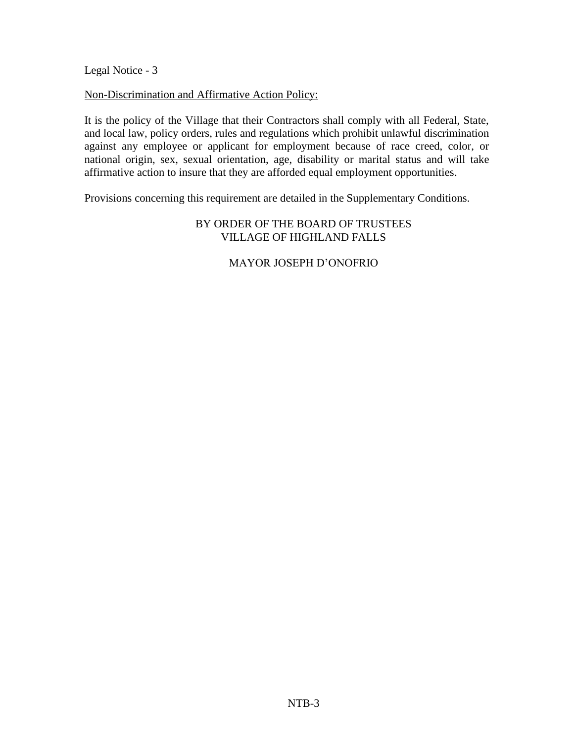Legal Notice - 3

Non-Discrimination and Affirmative Action Policy:

It is the policy of the Village that their Contractors shall comply with all Federal, State, and local law, policy orders, rules and regulations which prohibit unlawful discrimination against any employee or applicant for employment because of race creed, color, or national origin, sex, sexual orientation, age, disability or marital status and will take affirmative action to insure that they are afforded equal employment opportunities.

Provisions concerning this requirement are detailed in the Supplementary Conditions.

BY ORDER OF THE BOARD OF TRUSTEES
VILLAGE OF HIGHLAND FALLS

MAYOR JOSEPH D'ONOFRIO

NTB-3